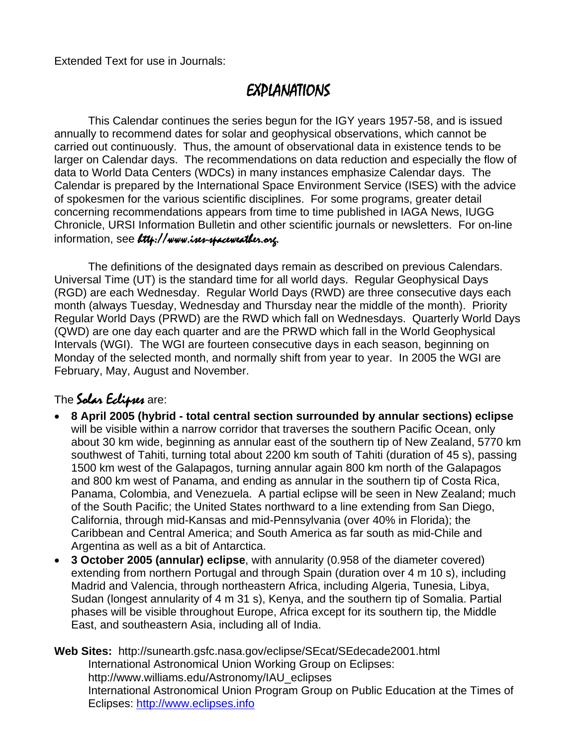Extended Text for use in Journals:

# EXPLANATIONS

This Calendar continues the series begun for the IGY years 1957-58, and is issued annually to recommend dates for solar and geophysical observations, which cannot be carried out continuously. Thus, the amount of observational data in existence tends to be larger on Calendar days. The recommendations on data reduction and especially the flow of data to World Data Centers (WDCs) in many instances emphasize Calendar days. The Calendar is prepared by the International Space Environment Service (ISES) with the advice of spokesmen for the various scientific disciplines. For some programs, greater detail concerning recommendations appears from time to time published in IAGA News, IUGG Chronicle, URSI Information Bulletin and other scientific journals or newsletters. For on-line information, see *http://www.ises-spaceweather.org*.

The definitions of the designated days remain as described on previous Calendars. Universal Time (UT) is the standard time for all world days. Regular Geophysical Days (RGD) are each Wednesday. Regular World Days (RWD) are three consecutive days each month (always Tuesday, Wednesday and Thursday near the middle of the month). Priority Regular World Days (PRWD) are the RWD which fall on Wednesdays. Quarterly World Days (QWD) are one day each quarter and are the PRWD which fall in the World Geophysical Intervals (WGI). The WGI are fourteen consecutive days in each season, beginning on Monday of the selected month, and normally shift from year to year. In 2005 the WGI are February, May, August and November.

The *Solar Eclipses* are:

- **8 April 2005 (hybrid - total central section surrounded by annular sections) eclipse** will be visible within a narrow corridor that traverses the southern Pacific Ocean, only about 30 km wide, beginning as annular east of the southern tip of New Zealand, 5770 km southwest of Tahiti, turning total about 2200 km south of Tahiti (duration of 45 s), passing 1500 km west of the Galapagos, turning annular again 800 km north of the Galapagos and 800 km west of Panama, and ending as annular in the southern tip of Costa Rica, Panama, Colombia, and Venezuela. A partial eclipse will be seen in New Zealand; much of the South Pacific; the United States northward to a line extending from San Diego, California, through mid-Kansas and mid-Pennsylvania (over 40% in Florida); the Caribbean and Central America; and South America as far south as mid-Chile and Argentina as well as a bit of Antarctica.
- **3 October 2005 (annular) eclipse**, with annularity (0.958 of the diameter covered) extending from northern Portugal and through Spain (duration over 4 m 10 s), including Madrid and Valencia, through northeastern Africa, including Algeria, Tunesia, Libya, Sudan (longest annularity of 4 m 31 s), Kenya, and the southern tip of Somalia. Partial phases will be visible throughout Europe, Africa except for its southern tip, the Middle East, and southeastern Asia, including all of India.

**Web Sites:** http://sunearth.gsfc.nasa.gov/eclipse/SEcat/SEdecade2001.html
International Astronomical Union Working Group on Eclipses:
http://www.williams.edu/Astronomy/IAU_eclipses
International Astronomical Union Program Group on Public Education at the Times of Eclipses: http://www.eclipses.info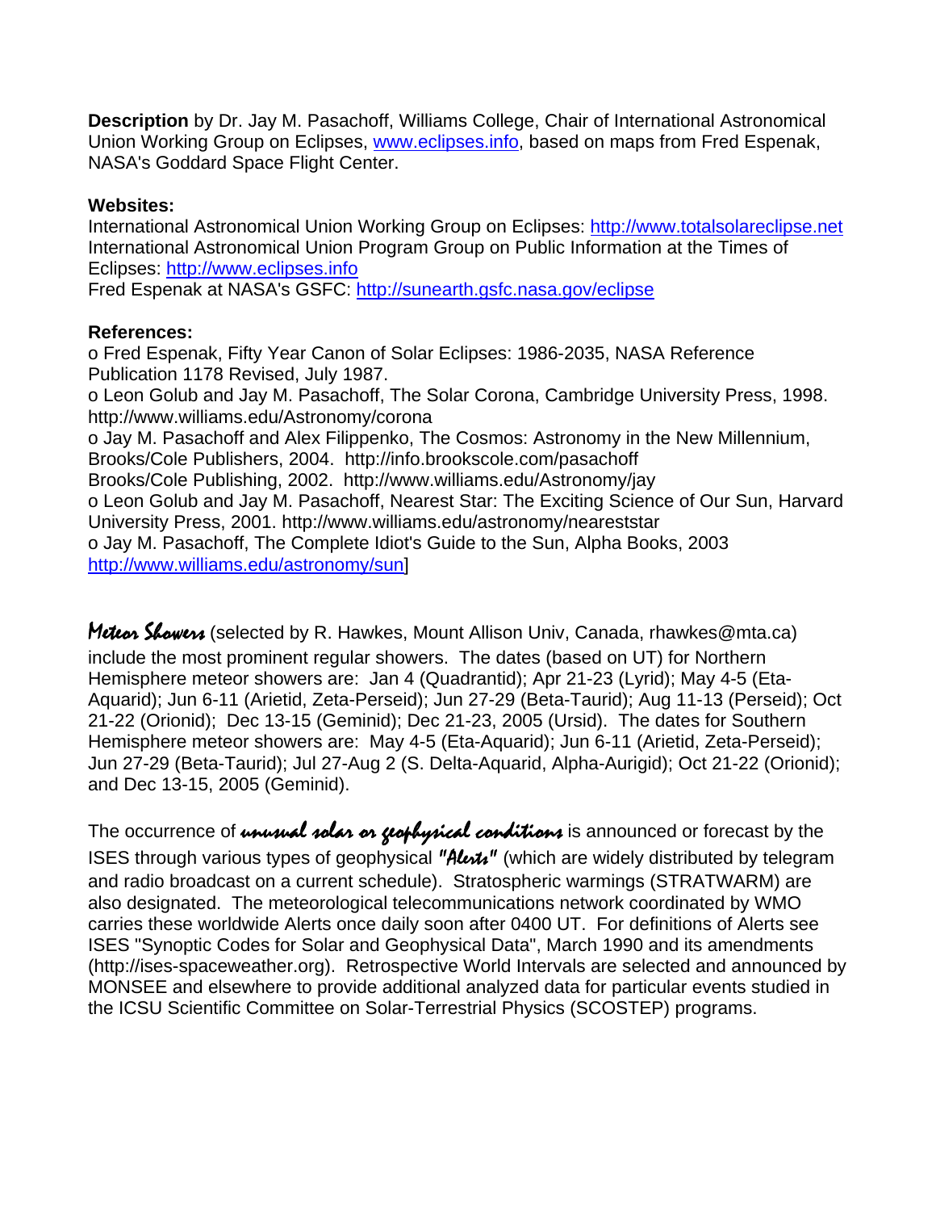**Description** by Dr. Jay M. Pasachoff, Williams College, Chair of International Astronomical Union Working Group on Eclipses, www.eclipses.info, based on maps from Fred Espenak, NASA's Goddard Space Flight Center.

**Websites:**
International Astronomical Union Working Group on Eclipses: http://www.totalsolareclipse.net
International Astronomical Union Program Group on Public Information at the Times of Eclipses: http://www.eclipses.info
Fred Espenak at NASA's GSFC: http://sunearth.gsfc.nasa.gov/eclipse

**References:**
o Fred Espenak, Fifty Year Canon of Solar Eclipses: 1986-2035, NASA Reference Publication 1178 Revised, July 1987.
o Leon Golub and Jay M. Pasachoff, The Solar Corona, Cambridge University Press, 1998. http://www.williams.edu/Astronomy/corona
o Jay M. Pasachoff and Alex Filippenko, The Cosmos: Astronomy in the New Millennium, Brooks/Cole Publishers, 2004. http://info.brookscole.com/pasachoff
Brooks/Cole Publishing, 2002. http://www.williams.edu/Astronomy/jay
o Leon Golub and Jay M. Pasachoff, Nearest Star: The Exciting Science of Our Sun, Harvard University Press, 2001. http://www.williams.edu/astronomy/neareststar
o Jay M. Pasachoff, The Complete Idiot's Guide to the Sun, Alpha Books, 2003 http://www.williams.edu/astronomy/sun]

*Meteor Showers* (selected by R. Hawkes, Mount Allison Univ, Canada, rhawkes@mta.ca) include the most prominent regular showers. The dates (based on UT) for Northern Hemisphere meteor showers are: Jan 4 (Quadrantid); Apr 21-23 (Lyrid); May 4-5 (Eta-Aquarid); Jun 6-11 (Arietid, Zeta-Perseid); Jun 27-29 (Beta-Taurid); Aug 11-13 (Perseid); Oct 21-22 (Orionid); Dec 13-15 (Geminid); Dec 21-23, 2005 (Ursid). The dates for Southern Hemisphere meteor showers are: May 4-5 (Eta-Aquarid); Jun 6-11 (Arietid, Zeta-Perseid); Jun 27-29 (Beta-Taurid); Jul 27-Aug 2 (S. Delta-Aquarid, Alpha-Aurigid); Oct 21-22 (Orionid); and Dec 13-15, 2005 (Geminid).

The occurrence of *unusual solar or geophysical conditions* is announced or forecast by the ISES through various types of geophysical *"Alerts"* (which are widely distributed by telegram and radio broadcast on a current schedule). Stratospheric warmings (STRATWARM) are also designated. The meteorological telecommunications network coordinated by WMO carries these worldwide Alerts once daily soon after 0400 UT. For definitions of Alerts see ISES "Synoptic Codes for Solar and Geophysical Data", March 1990 and its amendments (http://ises-spaceweather.org). Retrospective World Intervals are selected and announced by MONSEE and elsewhere to provide additional analyzed data for particular events studied in the ICSU Scientific Committee on Solar-Terrestrial Physics (SCOSTEP) programs.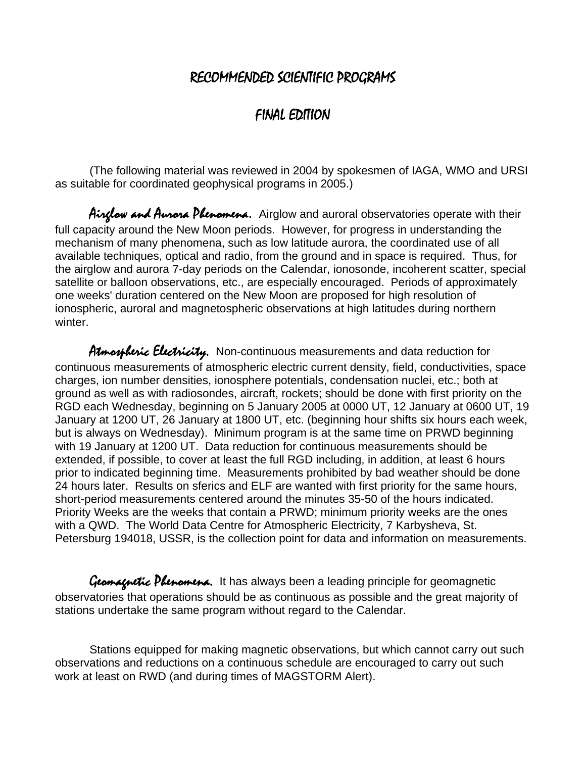# RECOMMENDED SCIENTIFIC PROGRAMS

## FINAL EDITION

(The following material was reviewed in 2004 by spokesmen of IAGA, WMO and URSI as suitable for coordinated geophysical programs in 2005.)

*Airglow and Aurora Phenomena.* Airglow and auroral observatories operate with their full capacity around the New Moon periods. However, for progress in understanding the mechanism of many phenomena, such as low latitude aurora, the coordinated use of all available techniques, optical and radio, from the ground and in space is required. Thus, for the airglow and aurora 7-day periods on the Calendar, ionosonde, incoherent scatter, special satellite or balloon observations, etc., are especially encouraged. Periods of approximately one weeks' duration centered on the New Moon are proposed for high resolution of ionospheric, auroral and magnetospheric observations at high latitudes during northern winter.

*Atmospheric Electricity.* Non-continuous measurements and data reduction for continuous measurements of atmospheric electric current density, field, conductivities, space charges, ion number densities, ionosphere potentials, condensation nuclei, etc.; both at ground as well as with radiosondes, aircraft, rockets; should be done with first priority on the RGD each Wednesday, beginning on 5 January 2005 at 0000 UT, 12 January at 0600 UT, 19 January at 1200 UT, 26 January at 1800 UT, etc. (beginning hour shifts six hours each week, but is always on Wednesday). Minimum program is at the same time on PRWD beginning with 19 January at 1200 UT. Data reduction for continuous measurements should be extended, if possible, to cover at least the full RGD including, in addition, at least 6 hours prior to indicated beginning time. Measurements prohibited by bad weather should be done 24 hours later. Results on sferics and ELF are wanted with first priority for the same hours, short-period measurements centered around the minutes 35-50 of the hours indicated. Priority Weeks are the weeks that contain a PRWD; minimum priority weeks are the ones with a QWD. The World Data Centre for Atmospheric Electricity, 7 Karbysheva, St. Petersburg 194018, USSR, is the collection point for data and information on measurements.

*Geomagnetic Phenomena.* It has always been a leading principle for geomagnetic observatories that operations should be as continuous as possible and the great majority of stations undertake the same program without regard to the Calendar.

Stations equipped for making magnetic observations, but which cannot carry out such observations and reductions on a continuous schedule are encouraged to carry out such work at least on RWD (and during times of MAGSTORM Alert).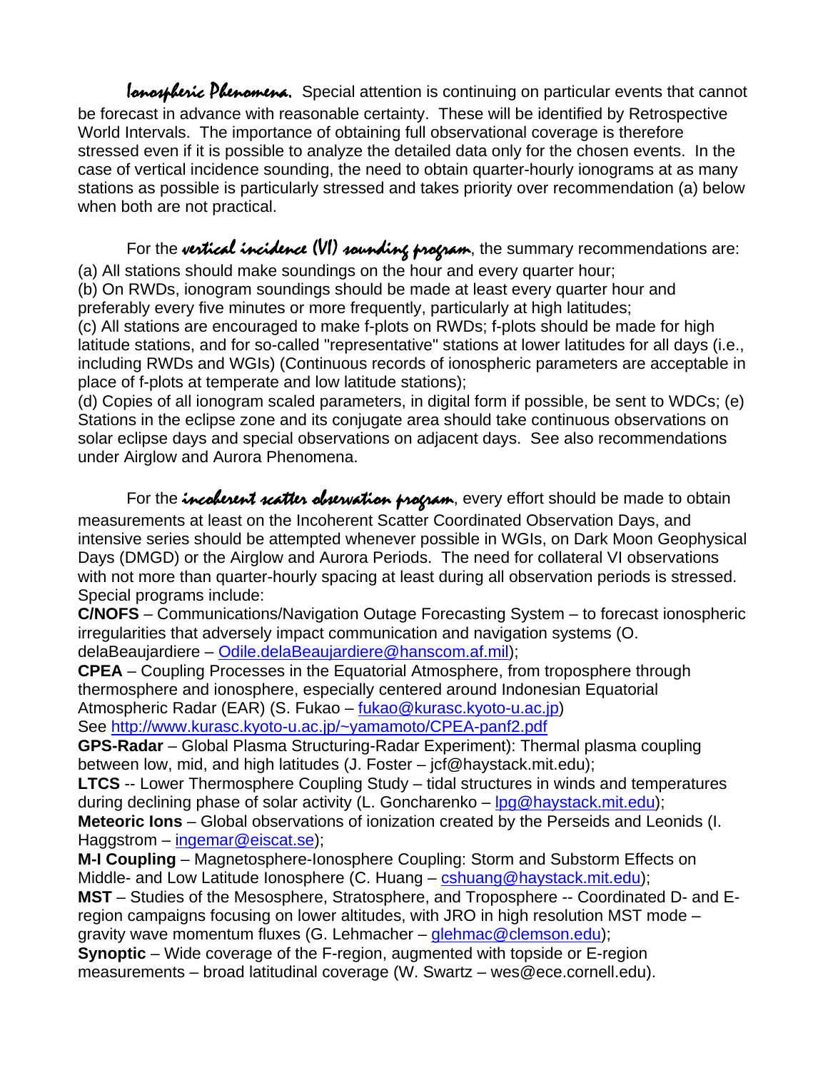*Ionospheric Phenomena.* Special attention is continuing on particular events that cannot be forecast in advance with reasonable certainty. These will be identified by Retrospective World Intervals. The importance of obtaining full observational coverage is therefore stressed even if it is possible to analyze the detailed data only for the chosen events. In the case of vertical incidence sounding, the need to obtain quarter-hourly ionograms at as many stations as possible is particularly stressed and takes priority over recommendation (a) below when both are not practical.

For the *vertical incidence (VI) sounding program*, the summary recommendations are:
(a) All stations should make soundings on the hour and every quarter hour;
(b) On RWDs, ionogram soundings should be made at least every quarter hour and preferably every five minutes or more frequently, particularly at high latitudes;
(c) All stations are encouraged to make f-plots on RWDs; f-plots should be made for high latitude stations, and for so-called "representative" stations at lower latitudes for all days (i.e., including RWDs and WGIs) (Continuous records of ionospheric parameters are acceptable in place of f-plots at temperate and low latitude stations);
(d) Copies of all ionogram scaled parameters, in digital form if possible, be sent to WDCs; (e) Stations in the eclipse zone and its conjugate area should take continuous observations on solar eclipse days and special observations on adjacent days. See also recommendations under Airglow and Aurora Phenomena.

For the *incoherent scatter observation program*, every effort should be made to obtain measurements at least on the Incoherent Scatter Coordinated Observation Days, and intensive series should be attempted whenever possible in WGIs, on Dark Moon Geophysical Days (DMGD) or the Airglow and Aurora Periods. The need for collateral VI observations with not more than quarter-hourly spacing at least during all observation periods is stressed. Special programs include:
**C/NOFS** – Communications/Navigation Outage Forecasting System – to forecast ionospheric irregularities that adversely impact communication and navigation systems (O. delaBeaujardiere – Odile.delaBeaujardiere@hanscom.af.mil);
**CPEA** – Coupling Processes in the Equatorial Atmosphere, from troposphere through thermosphere and ionosphere, especially centered around Indonesian Equatorial Atmospheric Radar (EAR) (S. Fukao – fukao@kurasc.kyoto-u.ac.jp)
See http://www.kurasc.kyoto-u.ac.jp/~yamamoto/CPEA-panf2.pdf
**GPS-Radar** – Global Plasma Structuring-Radar Experiment): Thermal plasma coupling between low, mid, and high latitudes (J. Foster – jcf@haystack.mit.edu);
**LTCS** -- Lower Thermosphere Coupling Study – tidal structures in winds and temperatures during declining phase of solar activity (L. Goncharenko – lpg@haystack.mit.edu);
**Meteoric Ions** – Global observations of ionization created by the Perseids and Leonids (I. Haggstrom – ingemar@eiscat.se);
**M-I Coupling** – Magnetosphere-Ionosphere Coupling: Storm and Substorm Effects on Middle- and Low Latitude Ionosphere (C. Huang – cshuang@haystack.mit.edu);
**MST** – Studies of the Mesosphere, Stratosphere, and Troposphere -- Coordinated D- and E-region campaigns focusing on lower altitudes, with JRO in high resolution MST mode – gravity wave momentum fluxes (G. Lehmacher – glehmac@clemson.edu);
**Synoptic** – Wide coverage of the F-region, augmented with topside or E-region measurements – broad latitudinal coverage (W. Swartz – wes@ece.cornell.edu).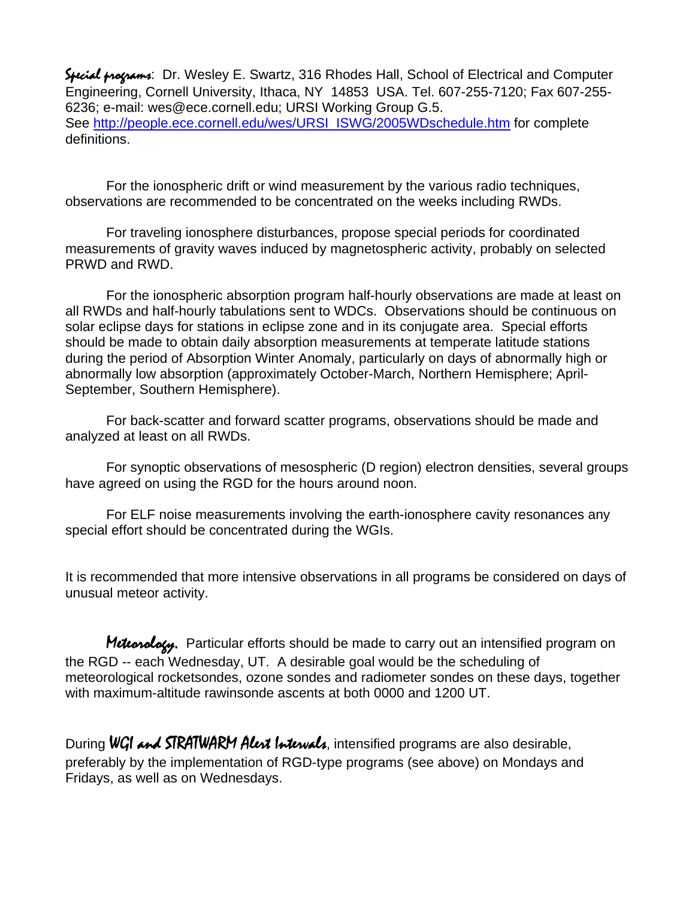*Special programs*: Dr. Wesley E. Swartz, 316 Rhodes Hall, School of Electrical and Computer Engineering, Cornell University, Ithaca, NY 14853 USA. Tel. 607-255-7120; Fax 607-255-6236; e-mail: wes@ece.cornell.edu; URSI Working Group G.5.
See http://people.ece.cornell.edu/wes/URSI_ISWG/2005WDschedule.htm for complete definitions.

For the ionospheric drift or wind measurement by the various radio techniques, observations are recommended to be concentrated on the weeks including RWDs.

For traveling ionosphere disturbances, propose special periods for coordinated measurements of gravity waves induced by magnetospheric activity, probably on selected PRWD and RWD.

For the ionospheric absorption program half-hourly observations are made at least on all RWDs and half-hourly tabulations sent to WDCs. Observations should be continuous on solar eclipse days for stations in eclipse zone and in its conjugate area. Special efforts should be made to obtain daily absorption measurements at temperate latitude stations during the period of Absorption Winter Anomaly, particularly on days of abnormally high or abnormally low absorption (approximately October-March, Northern Hemisphere; April-September, Southern Hemisphere).

For back-scatter and forward scatter programs, observations should be made and analyzed at least on all RWDs.

For synoptic observations of mesospheric (D region) electron densities, several groups have agreed on using the RGD for the hours around noon.

For ELF noise measurements involving the earth-ionosphere cavity resonances any special effort should be concentrated during the WGIs.

It is recommended that more intensive observations in all programs be considered on days of unusual meteor activity.

***Meteorology.*** Particular efforts should be made to carry out an intensified program on the RGD -- each Wednesday, UT. A desirable goal would be the scheduling of meteorological rocketsondes, ozone sondes and radiometer sondes on these days, together with maximum-altitude rawinsonde ascents at both 0000 and 1200 UT.

During ***WGI and STRATWARM Alert Intervals***, intensified programs are also desirable, preferably by the implementation of RGD-type programs (see above) on Mondays and Fridays, as well as on Wednesdays.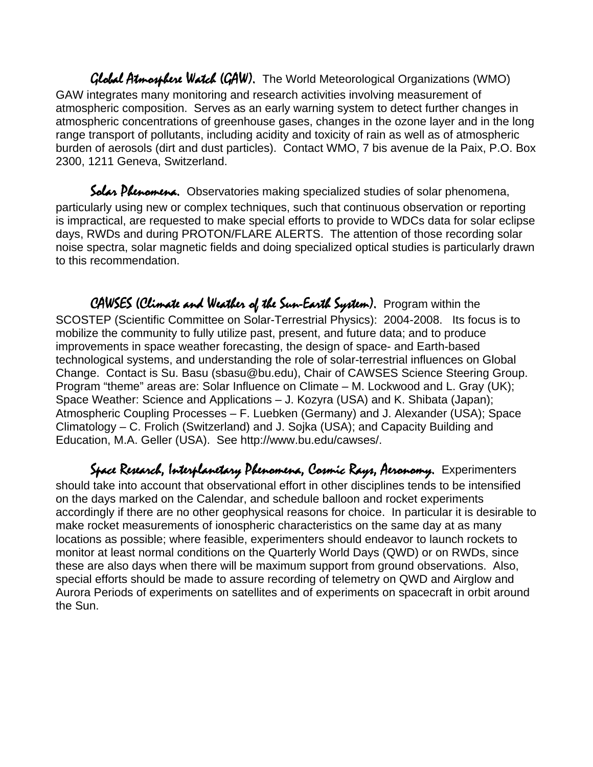***Global Atmosphere Watch (GAW).*** The World Meteorological Organizations (WMO) GAW integrates many monitoring and research activities involving measurement of atmospheric composition. Serves as an early warning system to detect further changes in atmospheric concentrations of greenhouse gases, changes in the ozone layer and in the long range transport of pollutants, including acidity and toxicity of rain as well as of atmospheric burden of aerosols (dirt and dust particles). Contact WMO, 7 bis avenue de la Paix, P.O. Box 2300, 1211 Geneva, Switzerland.

***Solar Phenomena.*** Observatories making specialized studies of solar phenomena, particularly using new or complex techniques, such that continuous observation or reporting is impractical, are requested to make special efforts to provide to WDCs data for solar eclipse days, RWDs and during PROTON/FLARE ALERTS. The attention of those recording solar noise spectra, solar magnetic fields and doing specialized optical studies is particularly drawn to this recommendation.

***CAWSES (Climate and Weather of the Sun-Earth System).*** Program within the SCOSTEP (Scientific Committee on Solar-Terrestrial Physics): 2004-2008. Its focus is to mobilize the community to fully utilize past, present, and future data; and to produce improvements in space weather forecasting, the design of space- and Earth-based technological systems, and understanding the role of solar-terrestrial influences on Global Change. Contact is Su. Basu (sbasu@bu.edu), Chair of CAWSES Science Steering Group. Program "theme" areas are: Solar Influence on Climate – M. Lockwood and L. Gray (UK); Space Weather: Science and Applications – J. Kozyra (USA) and K. Shibata (Japan); Atmospheric Coupling Processes – F. Luebken (Germany) and J. Alexander (USA); Space Climatology – C. Frolich (Switzerland) and J. Sojka (USA); and Capacity Building and Education, M.A. Geller (USA). See http://www.bu.edu/cawses/.

***Space Research, Interplanetary Phenomena, Cosmic Rays, Aeronomy.*** Experimenters should take into account that observational effort in other disciplines tends to be intensified on the days marked on the Calendar, and schedule balloon and rocket experiments accordingly if there are no other geophysical reasons for choice. In particular it is desirable to make rocket measurements of ionospheric characteristics on the same day at as many locations as possible; where feasible, experimenters should endeavor to launch rockets to monitor at least normal conditions on the Quarterly World Days (QWD) or on RWDs, since these are also days when there will be maximum support from ground observations. Also, special efforts should be made to assure recording of telemetry on QWD and Airglow and Aurora Periods of experiments on satellites and of experiments on spacecraft in orbit around the Sun.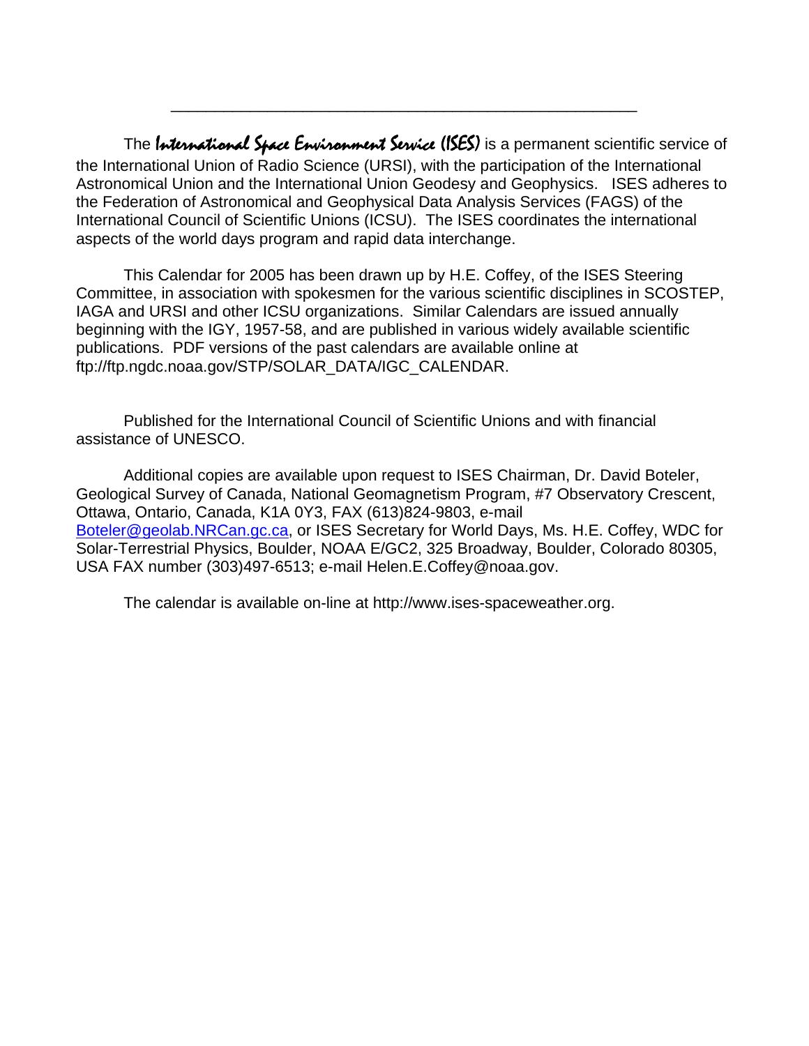---

The *International Space Environment Service (ISES)* is a permanent scientific service of the International Union of Radio Science (URSI), with the participation of the International Astronomical Union and the International Union Geodesy and Geophysics. ISES adheres to the Federation of Astronomical and Geophysical Data Analysis Services (FAGS) of the International Council of Scientific Unions (ICSU). The ISES coordinates the international aspects of the world days program and rapid data interchange.

This Calendar for 2005 has been drawn up by H.E. Coffey, of the ISES Steering Committee, in association with spokesmen for the various scientific disciplines in SCOSTEP, IAGA and URSI and other ICSU organizations. Similar Calendars are issued annually beginning with the IGY, 1957-58, and are published in various widely available scientific publications. PDF versions of the past calendars are available online at ftp://ftp.ngdc.noaa.gov/STP/SOLAR_DATA/IGC_CALENDAR.

Published for the International Council of Scientific Unions and with financial assistance of UNESCO.

Additional copies are available upon request to ISES Chairman, Dr. David Boteler, Geological Survey of Canada, National Geomagnetism Program, #7 Observatory Crescent, Ottawa, Ontario, Canada, K1A 0Y3, FAX (613)824-9803, e-mail Boteler@geolab.NRCan.gc.ca, or ISES Secretary for World Days, Ms. H.E. Coffey, WDC for Solar-Terrestrial Physics, Boulder, NOAA E/GC2, 325 Broadway, Boulder, Colorado 80305, USA FAX number (303)497-6513; e-mail Helen.E.Coffey@noaa.gov.

The calendar is available on-line at http://www.ises-spaceweather.org.